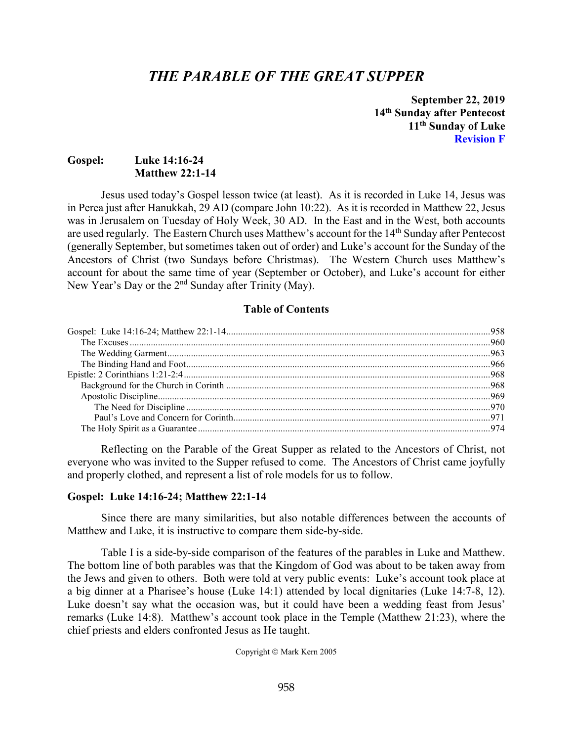# *THE PARABLE OF THE GREAT SUPPER*

**September 22, 2019**
**14th Sunday after Pentecost**
**11th Sunday of Luke**
**Revision F**

**Gospel:** **Luke 14:16-24**
**Matthew 22:1-14**

Jesus used today's Gospel lesson twice (at least). As it is recorded in Luke 14, Jesus was in Perea just after Hanukkah, 29 AD (compare John 10:22). As it is recorded in Matthew 22, Jesus was in Jerusalem on Tuesday of Holy Week, 30 AD. In the East and in the West, both accounts are used regularly. The Eastern Church uses Matthew's account for the 14th Sunday after Pentecost (generally September, but sometimes taken out of order) and Luke's account for the Sunday of the Ancestors of Christ (two Sundays before Christmas). The Western Church uses Matthew's account for about the same time of year (September or October), and Luke's account for either New Year's Day or the 2nd Sunday after Trinity (May).

### Table of Contents

- Gospel: Luke 14:16-24; Matthew 22:1-14 .......... 958
  - The Excuses .......... 960
  - The Wedding Garment .......... 963
  - The Binding Hand and Foot .......... 966
- Epistle: 2 Corinthians 1:21-2:4 .......... 968
  - Background for the Church in Corinth .......... 968
  - Apostolic Discipline .......... 969
    - The Need for Discipline .......... 970
    - Paul's Love and Concern for Corinth .......... 971
  - The Holy Spirit as a Guarantee .......... 974

Reflecting on the Parable of the Great Supper as related to the Ancestors of Christ, not everyone who was invited to the Supper refused to come. The Ancestors of Christ came joyfully and properly clothed, and represent a list of role models for us to follow.

## Gospel: Luke 14:16-24; Matthew 22:1-14

Since there are many similarities, but also notable differences between the accounts of Matthew and Luke, it is instructive to compare them side-by-side.

Table I is a side-by-side comparison of the features of the parables in Luke and Matthew. The bottom line of both parables was that the Kingdom of God was about to be taken away from the Jews and given to others. Both were told at very public events: Luke's account took place at a big dinner at a Pharisee's house (Luke 14:1) attended by local dignitaries (Luke 14:7-8, 12). Luke doesn't say what the occasion was, but it could have been a wedding feast from Jesus' remarks (Luke 14:8). Matthew's account took place in the Temple (Matthew 21:23), where the chief priests and elders confronted Jesus as He taught.

Copyright © Mark Kern 2005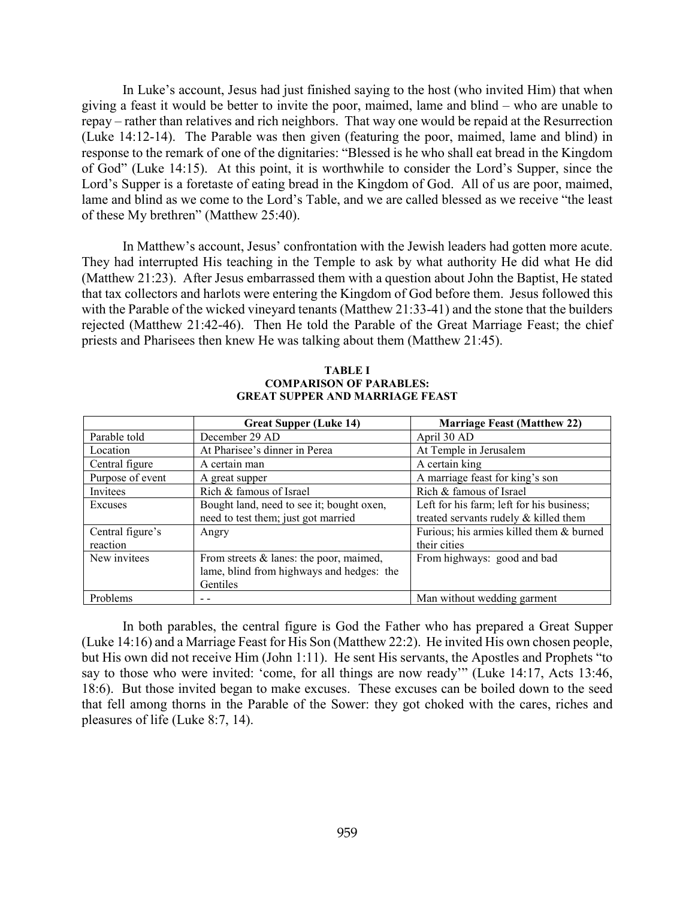In Luke's account, Jesus had just finished saying to the host (who invited Him) that when giving a feast it would be better to invite the poor, maimed, lame and blind – who are unable to repay – rather than relatives and rich neighbors. That way one would be repaid at the Resurrection (Luke 14:12-14). The Parable was then given (featuring the poor, maimed, lame and blind) in response to the remark of one of the dignitaries: "Blessed is he who shall eat bread in the Kingdom of God" (Luke 14:15). At this point, it is worthwhile to consider the Lord's Supper, since the Lord's Supper is a foretaste of eating bread in the Kingdom of God. All of us are poor, maimed, lame and blind as we come to the Lord's Table, and we are called blessed as we receive "the least of these My brethren" (Matthew 25:40).

In Matthew's account, Jesus' confrontation with the Jewish leaders had gotten more acute. They had interrupted His teaching in the Temple to ask by what authority He did what He did (Matthew 21:23). After Jesus embarrassed them with a question about John the Baptist, He stated that tax collectors and harlots were entering the Kingdom of God before them. Jesus followed this with the Parable of the wicked vineyard tenants (Matthew 21:33-41) and the stone that the builders rejected (Matthew 21:42-46). Then He told the Parable of the Great Marriage Feast; the chief priests and Pharisees then knew He was talking about them (Matthew 21:45).

**TABLE I**
**COMPARISON OF PARABLES:**
**GREAT SUPPER AND MARRIAGE FEAST**

| | Great Supper (Luke 14) | Marriage Feast (Matthew 22) |
|---|---|---|
| Parable told | December 29 AD | April 30 AD |
| Location | At Pharisee's dinner in Perea | At Temple in Jerusalem |
| Central figure | A certain man | A certain king |
| Purpose of event | A great supper | A marriage feast for king's son |
| Invitees | Rich & famous of Israel | Rich & famous of Israel |
| Excuses | Bought land, need to see it; bought oxen, need to test them; just got married | Left for his farm; left for his business; treated servants rudely & killed them |
| Central figure's reaction | Angry | Furious; his armies killed them & burned their cities |
| New invitees | From streets & lanes: the poor, maimed, lame, blind from highways and hedges: the Gentiles | From highways: good and bad |
| Problems | - - | Man without wedding garment |

In both parables, the central figure is God the Father who has prepared a Great Supper (Luke 14:16) and a Marriage Feast for His Son (Matthew 22:2). He invited His own chosen people, but His own did not receive Him (John 1:11). He sent His servants, the Apostles and Prophets "to say to those who were invited: 'come, for all things are now ready'" (Luke 14:17, Acts 13:46, 18:6). But those invited began to make excuses. These excuses can be boiled down to the seed that fell among thorns in the Parable of the Sower: they got choked with the cares, riches and pleasures of life (Luke 8:7, 14).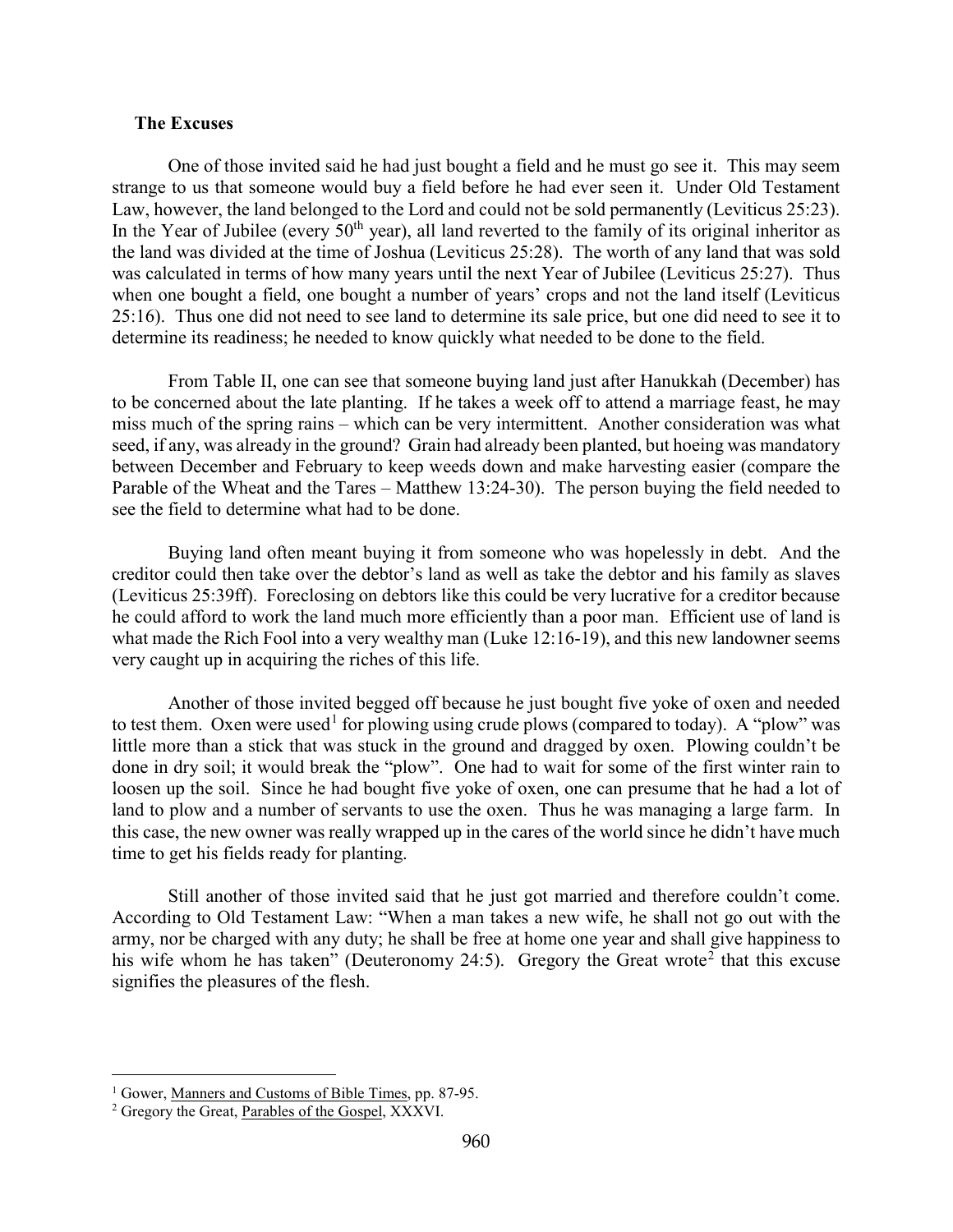**The Excuses**

One of those invited said he had just bought a field and he must go see it. This may seem strange to us that someone would buy a field before he had ever seen it. Under Old Testament Law, however, the land belonged to the Lord and could not be sold permanently (Leviticus 25:23). In the Year of Jubilee (every 50th year), all land reverted to the family of its original inheritor as the land was divided at the time of Joshua (Leviticus 25:28). The worth of any land that was sold was calculated in terms of how many years until the next Year of Jubilee (Leviticus 25:27). Thus when one bought a field, one bought a number of years' crops and not the land itself (Leviticus 25:16). Thus one did not need to see land to determine its sale price, but one did need to see it to determine its readiness; he needed to know quickly what needed to be done to the field.

From Table II, one can see that someone buying land just after Hanukkah (December) has to be concerned about the late planting. If he takes a week off to attend a marriage feast, he may miss much of the spring rains – which can be very intermittent. Another consideration was what seed, if any, was already in the ground? Grain had already been planted, but hoeing was mandatory between December and February to keep weeds down and make harvesting easier (compare the Parable of the Wheat and the Tares – Matthew 13:24-30). The person buying the field needed to see the field to determine what had to be done.

Buying land often meant buying it from someone who was hopelessly in debt. And the creditor could then take over the debtor's land as well as take the debtor and his family as slaves (Leviticus 25:39ff). Foreclosing on debtors like this could be very lucrative for a creditor because he could afford to work the land much more efficiently than a poor man. Efficient use of land is what made the Rich Fool into a very wealthy man (Luke 12:16-19), and this new landowner seems very caught up in acquiring the riches of this life.

Another of those invited begged off because he just bought five yoke of oxen and needed to test them. Oxen were used[1] for plowing using crude plows (compared to today). A "plow" was little more than a stick that was stuck in the ground and dragged by oxen. Plowing couldn't be done in dry soil; it would break the "plow". One had to wait for some of the first winter rain to loosen up the soil. Since he had bought five yoke of oxen, one can presume that he had a lot of land to plow and a number of servants to use the oxen. Thus he was managing a large farm. In this case, the new owner was really wrapped up in the cares of the world since he didn't have much time to get his fields ready for planting.

Still another of those invited said that he just got married and therefore couldn't come. According to Old Testament Law: "When a man takes a new wife, he shall not go out with the army, nor be charged with any duty; he shall be free at home one year and shall give happiness to his wife whom he has taken" (Deuteronomy 24:5). Gregory the Great wrote[2] that this excuse signifies the pleasures of the flesh.

---

[1] Gower, Manners and Customs of Bible Times, pp. 87-95.

[2] Gregory the Great, Parables of the Gospel, XXXVI.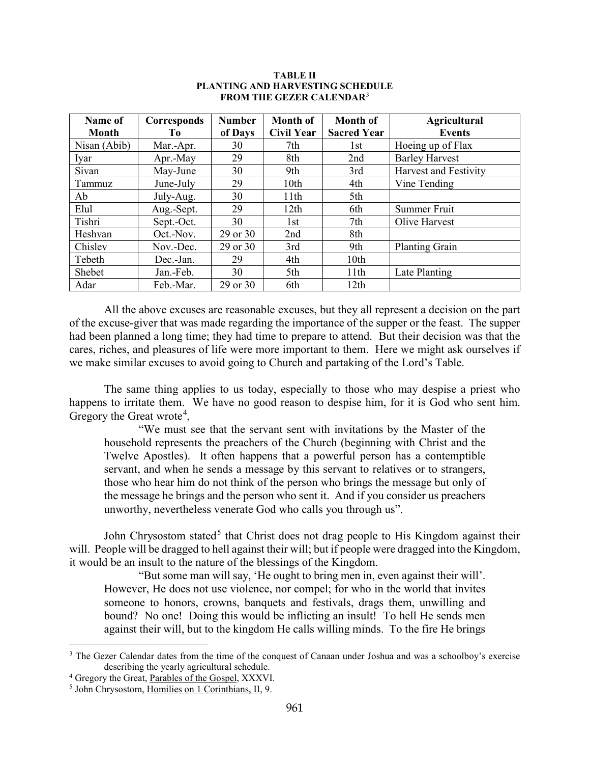**TABLE II**
**PLANTING AND HARVESTING SCHEDULE**
**FROM THE GEZER CALENDAR**[3]

| Name of Month | Corresponds To | Number of Days | Month of Civil Year | Month of Sacred Year | Agricultural Events |
|---|---|---|---|---|---|
| Nisan (Abib) | Mar.-Apr. | 30 | 7th | 1st | Hoeing up of Flax |
| Iyar | Apr.-May | 29 | 8th | 2nd | Barley Harvest |
| Sivan | May-June | 30 | 9th | 3rd | Harvest and Festivity |
| Tammuz | June-July | 29 | 10th | 4th | Vine Tending |
| Ab | July-Aug. | 30 | 11th | 5th | |
| Elul | Aug.-Sept. | 29 | 12th | 6th | Summer Fruit |
| Tishri | Sept.-Oct. | 30 | 1st | 7th | Olive Harvest |
| Heshvan | Oct.-Nov. | 29 or 30 | 2nd | 8th | |
| Chislev | Nov.-Dec. | 29 or 30 | 3rd | 9th | Planting Grain |
| Tebeth | Dec.-Jan. | 29 | 4th | 10th | |
| Shebet | Jan.-Feb. | 30 | 5th | 11th | Late Planting |
| Adar | Feb.-Mar. | 29 or 30 | 6th | 12th | |

All the above excuses are reasonable excuses, but they all represent a decision on the part of the excuse-giver that was made regarding the importance of the supper or the feast. The supper had been planned a long time; they had time to prepare to attend. But their decision was that the cares, riches, and pleasures of life were more important to them. Here we might ask ourselves if we make similar excuses to avoid going to Church and partaking of the Lord's Table.

The same thing applies to us today, especially to those who may despise a priest who happens to irritate them. We have no good reason to despise him, for it is God who sent him. Gregory the Great wrote[4],

> "We must see that the servant sent with invitations by the Master of the household represents the preachers of the Church (beginning with Christ and the Twelve Apostles). It often happens that a powerful person has a contemptible servant, and when he sends a message by this servant to relatives or to strangers, those who hear him do not think of the person who brings the message but only of the message he brings and the person who sent it. And if you consider us preachers unworthy, nevertheless venerate God who calls you through us".

John Chrysostom stated[5] that Christ does not drag people to His Kingdom against their will. People will be dragged to hell against their will; but if people were dragged into the Kingdom, it would be an insult to the nature of the blessings of the Kingdom.

> "But some man will say, 'He ought to bring men in, even against their will'. However, He does not use violence, nor compel; for who in the world that invites someone to honors, crowns, banquets and festivals, drags them, unwilling and bound? No one! Doing this would be inflicting an insult! To hell He sends men against their will, but to the kingdom He calls willing minds. To the fire He brings

---

[3] The Gezer Calendar dates from the time of the conquest of Canaan under Joshua and was a schoolboy's exercise describing the yearly agricultural schedule.

[4] Gregory the Great, Parables of the Gospel, XXXVI.

[5] John Chrysostom, Homilies on 1 Corinthians, II, 9.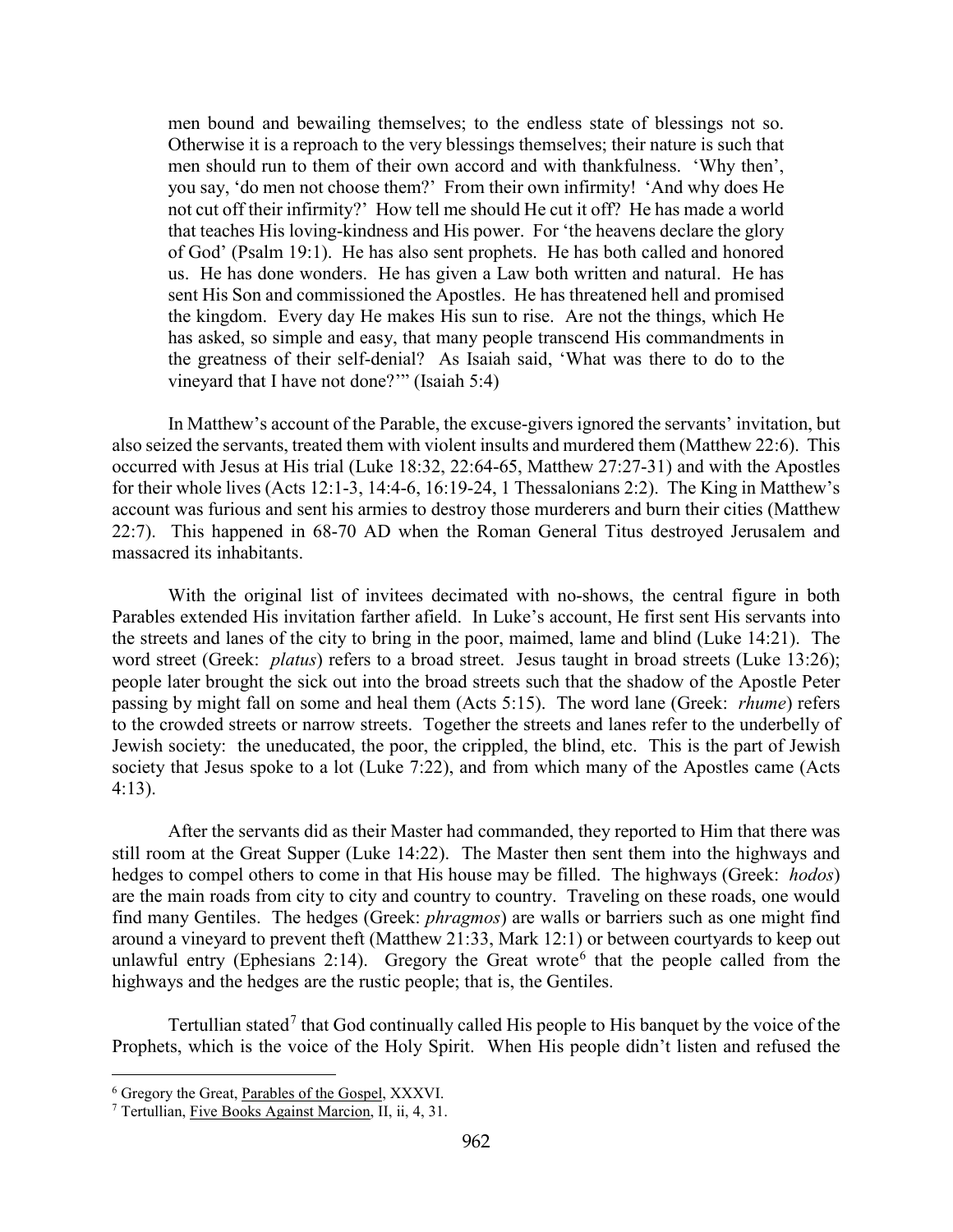> men bound and bewailing themselves; to the endless state of blessings not so. Otherwise it is a reproach to the very blessings themselves; their nature is such that men should run to them of their own accord and with thankfulness. 'Why then', you say, 'do men not choose them?' From their own infirmity! 'And why does He not cut off their infirmity?' How tell me should He cut it off? He has made a world that teaches His loving-kindness and His power. For 'the heavens declare the glory of God' (Psalm 19:1). He has also sent prophets. He has both called and honored us. He has done wonders. He has given a Law both written and natural. He has sent His Son and commissioned the Apostles. He has threatened hell and promised the kingdom. Every day He makes His sun to rise. Are not the things, which He has asked, so simple and easy, that many people transcend His commandments in the greatness of their self-denial? As Isaiah said, 'What was there to do to the vineyard that I have not done?'" (Isaiah 5:4)

In Matthew's account of the Parable, the excuse-givers ignored the servants' invitation, but also seized the servants, treated them with violent insults and murdered them (Matthew 22:6). This occurred with Jesus at His trial (Luke 18:32, 22:64-65, Matthew 27:27-31) and with the Apostles for their whole lives (Acts 12:1-3, 14:4-6, 16:19-24, 1 Thessalonians 2:2). The King in Matthew's account was furious and sent his armies to destroy those murderers and burn their cities (Matthew 22:7). This happened in 68-70 AD when the Roman General Titus destroyed Jerusalem and massacred its inhabitants.

With the original list of invitees decimated with no-shows, the central figure in both Parables extended His invitation farther afield. In Luke's account, He first sent His servants into the streets and lanes of the city to bring in the poor, maimed, lame and blind (Luke 14:21). The word street (Greek: *platus*) refers to a broad street. Jesus taught in broad streets (Luke 13:26); people later brought the sick out into the broad streets such that the shadow of the Apostle Peter passing by might fall on some and heal them (Acts 5:15). The word lane (Greek: *rhume*) refers to the crowded streets or narrow streets. Together the streets and lanes refer to the underbelly of Jewish society: the uneducated, the poor, the crippled, the blind, etc. This is the part of Jewish society that Jesus spoke to a lot (Luke 7:22), and from which many of the Apostles came (Acts 4:13).

After the servants did as their Master had commanded, they reported to Him that there was still room at the Great Supper (Luke 14:22). The Master then sent them into the highways and hedges to compel others to come in that His house may be filled. The highways (Greek: *hodos*) are the main roads from city to city and country to country. Traveling on these roads, one would find many Gentiles. The hedges (Greek: *phragmos*) are walls or barriers such as one might find around a vineyard to prevent theft (Matthew 21:33, Mark 12:1) or between courtyards to keep out unlawful entry (Ephesians 2:14). Gregory the Great wrote[6] that the people called from the highways and the hedges are the rustic people; that is, the Gentiles.

Tertullian stated[7] that God continually called His people to His banquet by the voice of the Prophets, which is the voice of the Holy Spirit. When His people didn't listen and refused the

---

[6] Gregory the Great, Parables of the Gospel, XXXVI.

[7] Tertullian, Five Books Against Marcion, II, ii, 4, 31.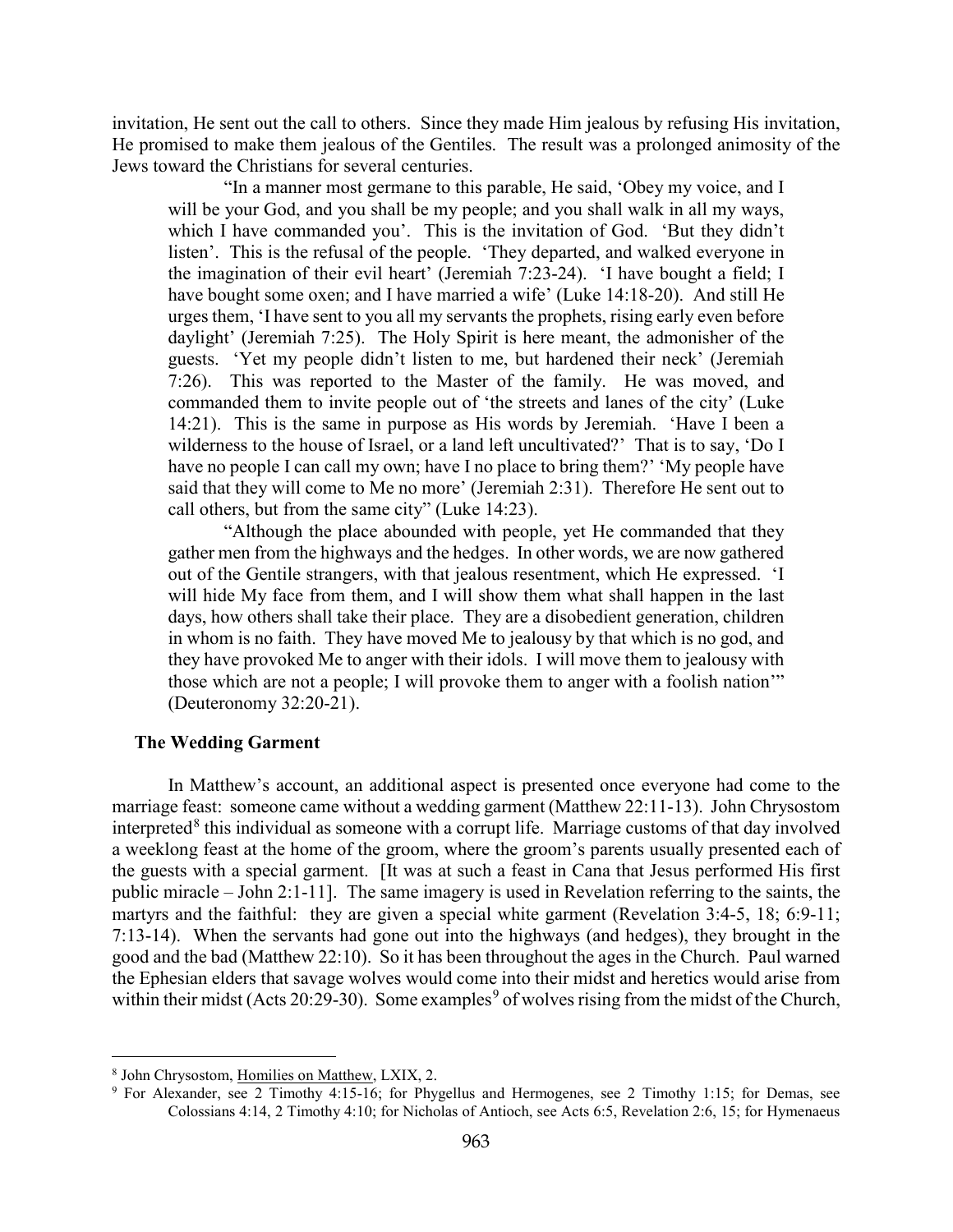invitation, He sent out the call to others. Since they made Him jealous by refusing His invitation, He promised to make them jealous of the Gentiles. The result was a prolonged animosity of the Jews toward the Christians for several centuries.

> "In a manner most germane to this parable, He said, 'Obey my voice, and I will be your God, and you shall be my people; and you shall walk in all my ways, which I have commanded you'. This is the invitation of God. 'But they didn't listen'. This is the refusal of the people. 'They departed, and walked everyone in the imagination of their evil heart' (Jeremiah 7:23-24). 'I have bought a field; I have bought some oxen; and I have married a wife' (Luke 14:18-20). And still He urges them, 'I have sent to you all my servants the prophets, rising early even before daylight' (Jeremiah 7:25). The Holy Spirit is here meant, the admonisher of the guests. 'Yet my people didn't listen to me, but hardened their neck' (Jeremiah 7:26). This was reported to the Master of the family. He was moved, and commanded them to invite people out of 'the streets and lanes of the city' (Luke 14:21). This is the same in purpose as His words by Jeremiah. 'Have I been a wilderness to the house of Israel, or a land left uncultivated?' That is to say, 'Do I have no people I can call my own; have I no place to bring them?' 'My people have said that they will come to Me no more' (Jeremiah 2:31). Therefore He sent out to call others, but from the same city" (Luke 14:23).
>
> "Although the place abounded with people, yet He commanded that they gather men from the highways and the hedges. In other words, we are now gathered out of the Gentile strangers, with that jealous resentment, which He expressed. 'I will hide My face from them, and I will show them what shall happen in the last days, how others shall take their place. They are a disobedient generation, children in whom is no faith. They have moved Me to jealousy by that which is no god, and they have provoked Me to anger with their idols. I will move them to jealousy with those which are not a people; I will provoke them to anger with a foolish nation'" (Deuteronomy 32:20-21).

### The Wedding Garment

In Matthew's account, an additional aspect is presented once everyone had come to the marriage feast: someone came without a wedding garment (Matthew 22:11-13). John Chrysostom interpreted[8] this individual as someone with a corrupt life. Marriage customs of that day involved a weeklong feast at the home of the groom, where the groom's parents usually presented each of the guests with a special garment. [It was at such a feast in Cana that Jesus performed His first public miracle – John 2:1-11]. The same imagery is used in Revelation referring to the saints, the martyrs and the faithful: they are given a special white garment (Revelation 3:4-5, 18; 6:9-11; 7:13-14). When the servants had gone out into the highways (and hedges), they brought in the good and the bad (Matthew 22:10). So it has been throughout the ages in the Church. Paul warned the Ephesian elders that savage wolves would come into their midst and heretics would arise from within their midst (Acts 20:29-30). Some examples[9] of wolves rising from the midst of the Church,

---

[8] John Chrysostom, Homilies on Matthew, LXIX, 2.

[9] For Alexander, see 2 Timothy 4:15-16; for Phygellus and Hermogenes, see 2 Timothy 1:15; for Demas, see Colossians 4:14, 2 Timothy 4:10; for Nicholas of Antioch, see Acts 6:5, Revelation 2:6, 15; for Hymenaeus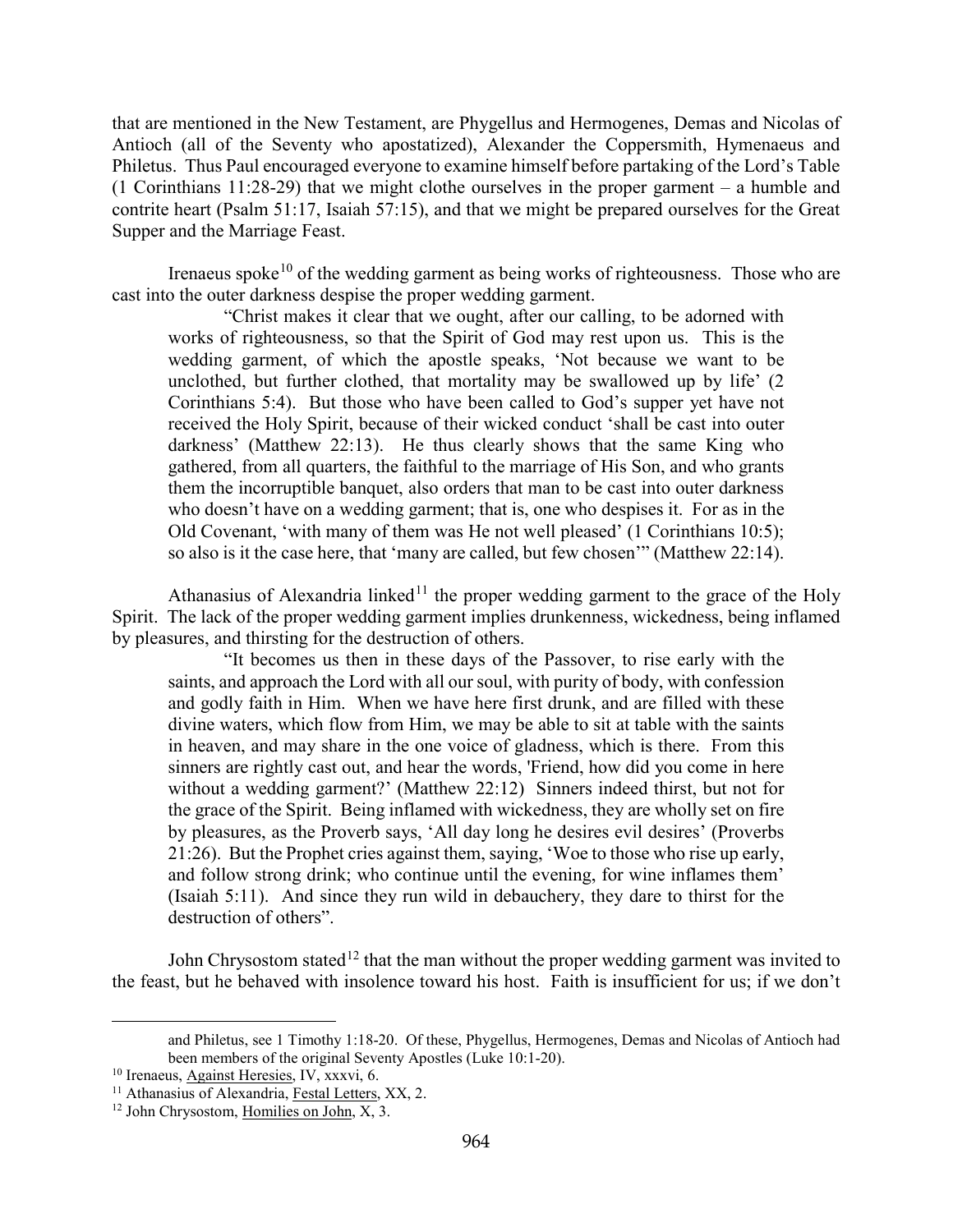that are mentioned in the New Testament, are Phygellus and Hermogenes, Demas and Nicolas of Antioch (all of the Seventy who apostatized), Alexander the Coppersmith, Hymenaeus and Philetus. Thus Paul encouraged everyone to examine himself before partaking of the Lord's Table (1 Corinthians 11:28-29) that we might clothe ourselves in the proper garment – a humble and contrite heart (Psalm 51:17, Isaiah 57:15), and that we might be prepared ourselves for the Great Supper and the Marriage Feast.

Irenaeus spoke[10] of the wedding garment as being works of righteousness. Those who are cast into the outer darkness despise the proper wedding garment.

> "Christ makes it clear that we ought, after our calling, to be adorned with works of righteousness, so that the Spirit of God may rest upon us. This is the wedding garment, of which the apostle speaks, 'Not because we want to be unclothed, but further clothed, that mortality may be swallowed up by life' (2 Corinthians 5:4). But those who have been called to God's supper yet have not received the Holy Spirit, because of their wicked conduct 'shall be cast into outer darkness' (Matthew 22:13). He thus clearly shows that the same King who gathered, from all quarters, the faithful to the marriage of His Son, and who grants them the incorruptible banquet, also orders that man to be cast into outer darkness who doesn't have on a wedding garment; that is, one who despises it. For as in the Old Covenant, 'with many of them was He not well pleased' (1 Corinthians 10:5); so also is it the case here, that 'many are called, but few chosen'" (Matthew 22:14).

Athanasius of Alexandria linked[11] the proper wedding garment to the grace of the Holy Spirit. The lack of the proper wedding garment implies drunkenness, wickedness, being inflamed by pleasures, and thirsting for the destruction of others.

> "It becomes us then in these days of the Passover, to rise early with the saints, and approach the Lord with all our soul, with purity of body, with confession and godly faith in Him. When we have here first drunk, and are filled with these divine waters, which flow from Him, we may be able to sit at table with the saints in heaven, and may share in the one voice of gladness, which is there. From this sinners are rightly cast out, and hear the words, 'Friend, how did you come in here without a wedding garment?' (Matthew 22:12) Sinners indeed thirst, but not for the grace of the Spirit. Being inflamed with wickedness, they are wholly set on fire by pleasures, as the Proverb says, 'All day long he desires evil desires' (Proverbs 21:26). But the Prophet cries against them, saying, 'Woe to those who rise up early, and follow strong drink; who continue until the evening, for wine inflames them' (Isaiah 5:11). And since they run wild in debauchery, they dare to thirst for the destruction of others".

John Chrysostom stated[12] that the man without the proper wedding garment was invited to the feast, but he behaved with insolence toward his host. Faith is insufficient for us; if we don't

---

and Philetus, see 1 Timothy 1:18-20. Of these, Phygellus, Hermogenes, Demas and Nicolas of Antioch had been members of the original Seventy Apostles (Luke 10:1-20).

[10] Irenaeus, Against Heresies, IV, xxxvi, 6.

[11] Athanasius of Alexandria, Festal Letters, XX, 2.

[12] John Chrysostom, Homilies on John, X, 3.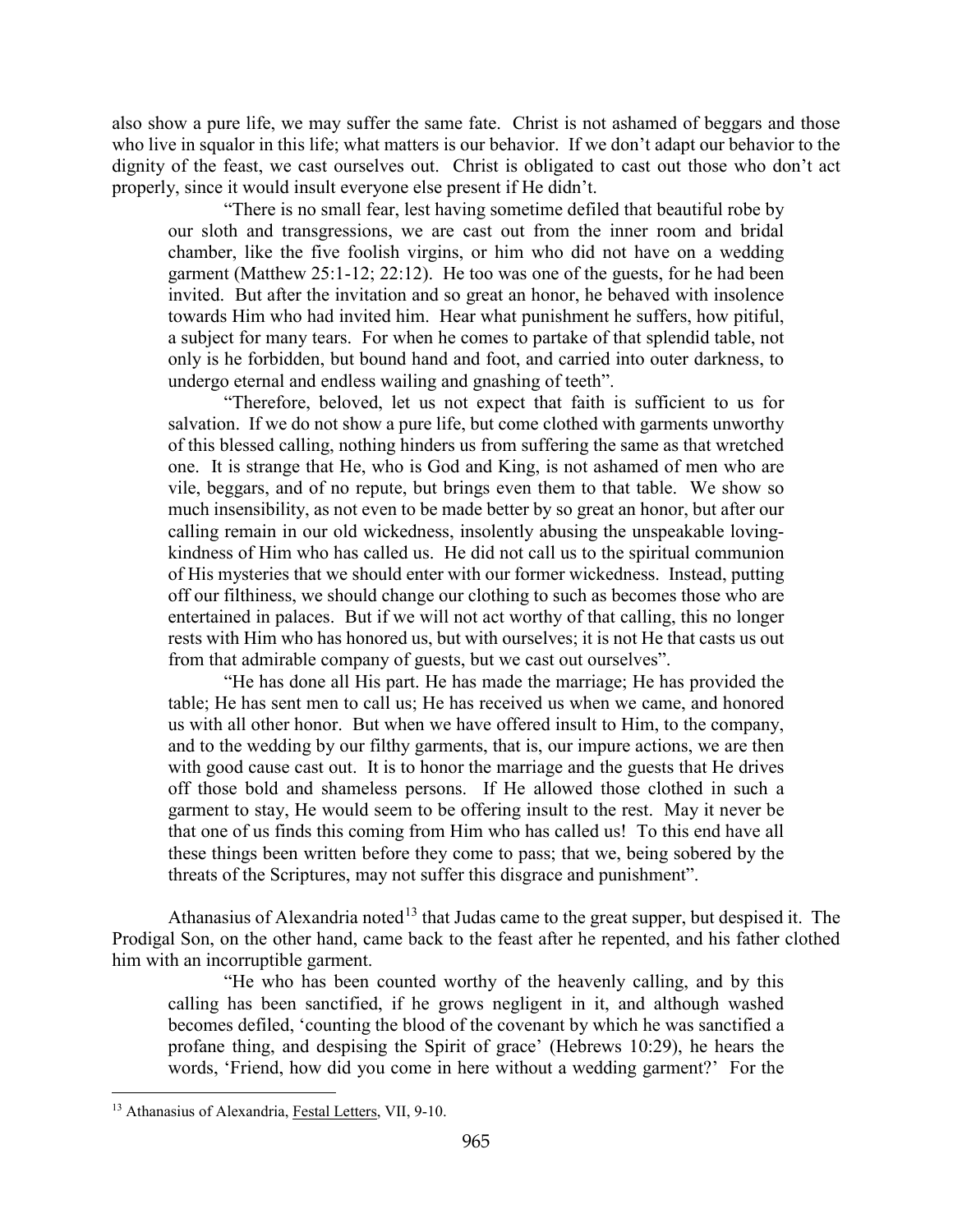also show a pure life, we may suffer the same fate. Christ is not ashamed of beggars and those who live in squalor in this life; what matters is our behavior. If we don't adapt our behavior to the dignity of the feast, we cast ourselves out. Christ is obligated to cast out those who don't act properly, since it would insult everyone else present if He didn't.

> "There is no small fear, lest having sometime defiled that beautiful robe by our sloth and transgressions, we are cast out from the inner room and bridal chamber, like the five foolish virgins, or him who did not have on a wedding garment (Matthew 25:1-12; 22:12). He too was one of the guests, for he had been invited. But after the invitation and so great an honor, he behaved with insolence towards Him who had invited him. Hear what punishment he suffers, how pitiful, a subject for many tears. For when he comes to partake of that splendid table, not only is he forbidden, but bound hand and foot, and carried into outer darkness, to undergo eternal and endless wailing and gnashing of teeth".
>
> "Therefore, beloved, let us not expect that faith is sufficient to us for salvation. If we do not show a pure life, but come clothed with garments unworthy of this blessed calling, nothing hinders us from suffering the same as that wretched one. It is strange that He, who is God and King, is not ashamed of men who are vile, beggars, and of no repute, but brings even them to that table. We show so much insensibility, as not even to be made better by so great an honor, but after our calling remain in our old wickedness, insolently abusing the unspeakable loving-kindness of Him who has called us. He did not call us to the spiritual communion of His mysteries that we should enter with our former wickedness. Instead, putting off our filthiness, we should change our clothing to such as becomes those who are entertained in palaces. But if we will not act worthy of that calling, this no longer rests with Him who has honored us, but with ourselves; it is not He that casts us out from that admirable company of guests, but we cast out ourselves".
>
> "He has done all His part. He has made the marriage; He has provided the table; He has sent men to call us; He has received us when we came, and honored us with all other honor. But when we have offered insult to Him, to the company, and to the wedding by our filthy garments, that is, our impure actions, we are then with good cause cast out. It is to honor the marriage and the guests that He drives off those bold and shameless persons. If He allowed those clothed in such a garment to stay, He would seem to be offering insult to the rest. May it never be that one of us finds this coming from Him who has called us! To this end have all these things been written before they come to pass; that we, being sobered by the threats of the Scriptures, may not suffer this disgrace and punishment".

Athanasius of Alexandria noted[13] that Judas came to the great supper, but despised it. The Prodigal Son, on the other hand, came back to the feast after he repented, and his father clothed him with an incorruptible garment.

> "He who has been counted worthy of the heavenly calling, and by this calling has been sanctified, if he grows negligent in it, and although washed becomes defiled, 'counting the blood of the covenant by which he was sanctified a profane thing, and despising the Spirit of grace' (Hebrews 10:29), he hears the words, 'Friend, how did you come in here without a wedding garment?' For the

---

[13] Athanasius of Alexandria, Festal Letters, VII, 9-10.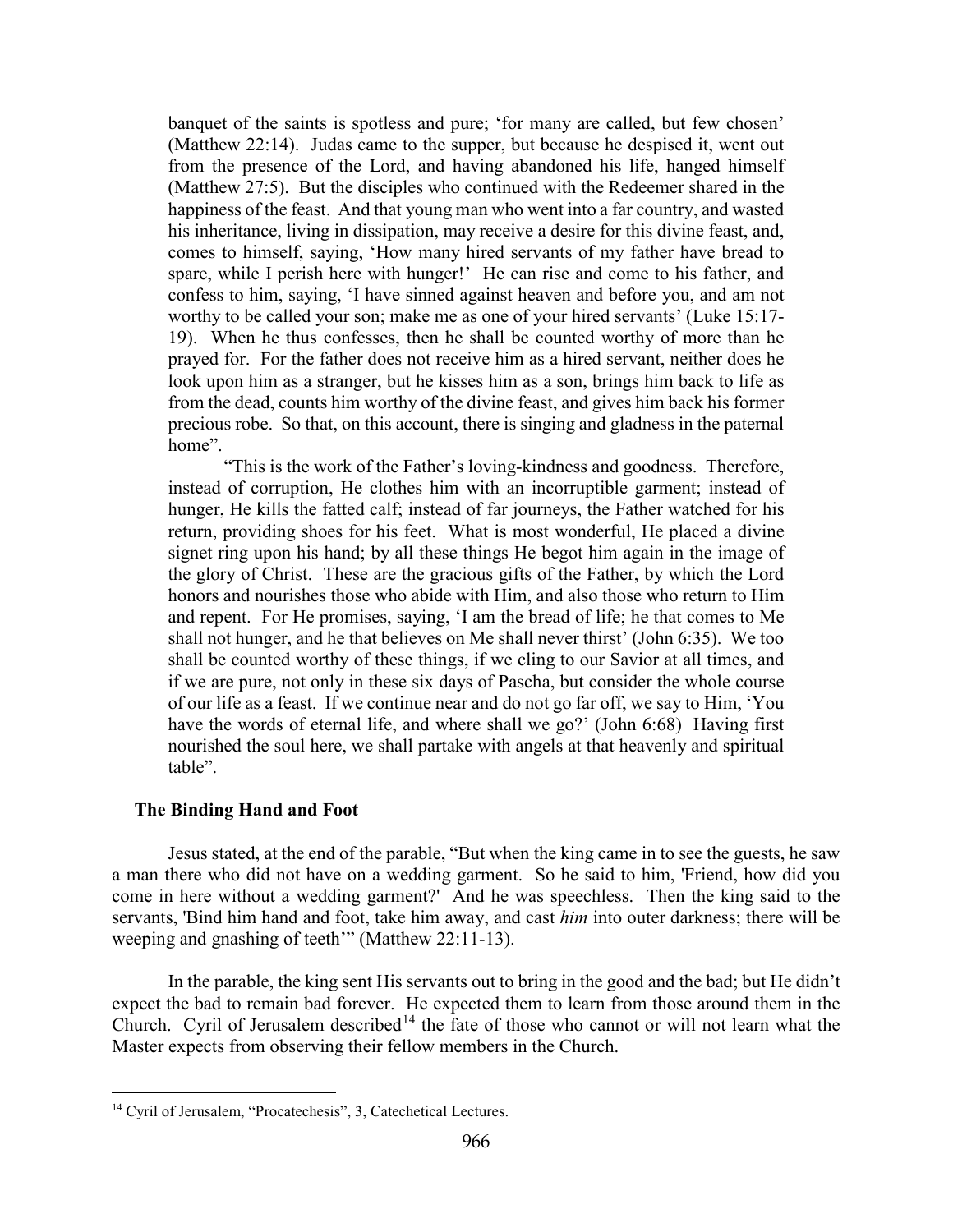banquet of the saints is spotless and pure; 'for many are called, but few chosen' (Matthew 22:14). Judas came to the supper, but because he despised it, went out from the presence of the Lord, and having abandoned his life, hanged himself (Matthew 27:5). But the disciples who continued with the Redeemer shared in the happiness of the feast. And that young man who went into a far country, and wasted his inheritance, living in dissipation, may receive a desire for this divine feast, and, comes to himself, saying, 'How many hired servants of my father have bread to spare, while I perish here with hunger!' He can rise and come to his father, and confess to him, saying, 'I have sinned against heaven and before you, and am not worthy to be called your son; make me as one of your hired servants' (Luke 15:17-19). When he thus confesses, then he shall be counted worthy of more than he prayed for. For the father does not receive him as a hired servant, neither does he look upon him as a stranger, but he kisses him as a son, brings him back to life as from the dead, counts him worthy of the divine feast, and gives him back his former precious robe. So that, on this account, there is singing and gladness in the paternal home".

"This is the work of the Father's loving-kindness and goodness. Therefore, instead of corruption, He clothes him with an incorruptible garment; instead of hunger, He kills the fatted calf; instead of far journeys, the Father watched for his return, providing shoes for his feet. What is most wonderful, He placed a divine signet ring upon his hand; by all these things He begot him again in the image of the glory of Christ. These are the gracious gifts of the Father, by which the Lord honors and nourishes those who abide with Him, and also those who return to Him and repent. For He promises, saying, 'I am the bread of life; he that comes to Me shall not hunger, and he that believes on Me shall never thirst' (John 6:35). We too shall be counted worthy of these things, if we cling to our Savior at all times, and if we are pure, not only in these six days of Pascha, but consider the whole course of our life as a feast. If we continue near and do not go far off, we say to Him, 'You have the words of eternal life, and where shall we go?' (John 6:68) Having first nourished the soul here, we shall partake with angels at that heavenly and spiritual table".

### The Binding Hand and Foot

Jesus stated, at the end of the parable, "But when the king came in to see the guests, he saw a man there who did not have on a wedding garment. So he said to him, 'Friend, how did you come in here without a wedding garment?' And he was speechless. Then the king said to the servants, 'Bind him hand and foot, take him away, and cast *him* into outer darkness; there will be weeping and gnashing of teeth'" (Matthew 22:11-13).

In the parable, the king sent His servants out to bring in the good and the bad; but He didn't expect the bad to remain bad forever. He expected them to learn from those around them in the Church. Cyril of Jerusalem described[14] the fate of those who cannot or will not learn what the Master expects from observing their fellow members in the Church.

[14] Cyril of Jerusalem, "Procatechesis", 3, Catechetical Lectures.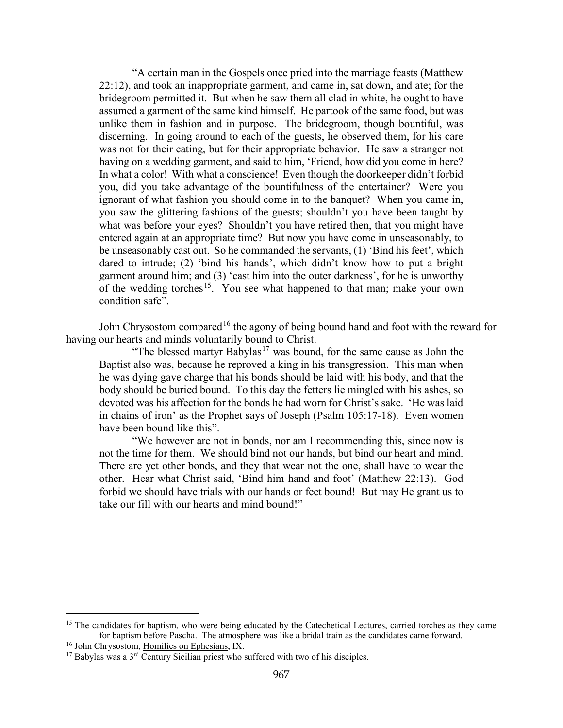> "A certain man in the Gospels once pried into the marriage feasts (Matthew 22:12), and took an inappropriate garment, and came in, sat down, and ate; for the bridegroom permitted it. But when he saw them all clad in white, he ought to have assumed a garment of the same kind himself. He partook of the same food, but was unlike them in fashion and in purpose. The bridegroom, though bountiful, was discerning. In going around to each of the guests, he observed them, for his care was not for their eating, but for their appropriate behavior. He saw a stranger not having on a wedding garment, and said to him, 'Friend, how did you come in here? In what a color! With what a conscience! Even though the doorkeeper didn't forbid you, did you take advantage of the bountifulness of the entertainer? Were you ignorant of what fashion you should come in to the banquet? When you came in, you saw the glittering fashions of the guests; shouldn't you have been taught by what was before your eyes? Shouldn't you have retired then, that you might have entered again at an appropriate time? But now you have come in unseasonably, to be unseasonably cast out. So he commanded the servants, (1) 'Bind his feet', which dared to intrude; (2) 'bind his hands', which didn't know how to put a bright garment around him; and (3) 'cast him into the outer darkness', for he is unworthy of the wedding torches[15]. You see what happened to that man; make your own condition safe".

John Chrysostom compared[16] the agony of being bound hand and foot with the reward for having our hearts and minds voluntarily bound to Christ.

> "The blessed martyr Babylas[17] was bound, for the same cause as John the Baptist also was, because he reproved a king in his transgression. This man when he was dying gave charge that his bonds should be laid with his body, and that the body should be buried bound. To this day the fetters lie mingled with his ashes, so devoted was his affection for the bonds he had worn for Christ's sake. 'He was laid in chains of iron' as the Prophet says of Joseph (Psalm 105:17-18). Even women have been bound like this".
>
> "We however are not in bonds, nor am I recommending this, since now is not the time for them. We should bind not our hands, but bind our heart and mind. There are yet other bonds, and they that wear not the one, shall have to wear the other. Hear what Christ said, 'Bind him hand and foot' (Matthew 22:13). God forbid we should have trials with our hands or feet bound! But may He grant us to take our fill with our hearts and mind bound!"

---

[15] The candidates for baptism, who were being educated by the Catechetical Lectures, carried torches as they came for baptism before Pascha. The atmosphere was like a bridal train as the candidates came forward.

[16] John Chrysostom, Homilies on Ephesians, IX.

[17] Babylas was a 3rd Century Sicilian priest who suffered with two of his disciples.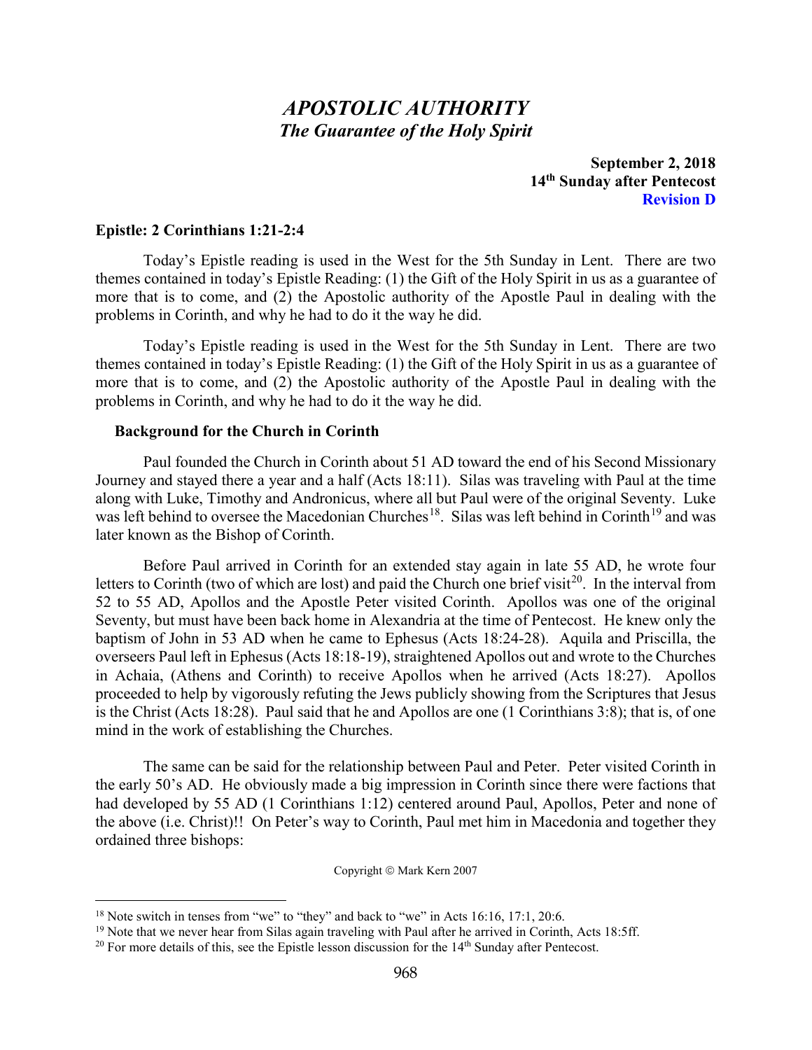# *APOSTOLIC AUTHORITY*
## *The Guarantee of the Holy Spirit*

**September 2, 2018**
**14th Sunday after Pentecost**
**Revision D**

### Epistle: 2 Corinthians 1:21-2:4

Today's Epistle reading is used in the West for the 5th Sunday in Lent. There are two themes contained in today's Epistle Reading: (1) the Gift of the Holy Spirit in us as a guarantee of more that is to come, and (2) the Apostolic authority of the Apostle Paul in dealing with the problems in Corinth, and why he had to do it the way he did.

Today's Epistle reading is used in the West for the 5th Sunday in Lent. There are two themes contained in today's Epistle Reading: (1) the Gift of the Holy Spirit in us as a guarantee of more that is to come, and (2) the Apostolic authority of the Apostle Paul in dealing with the problems in Corinth, and why he had to do it the way he did.

#### Background for the Church in Corinth

Paul founded the Church in Corinth about 51 AD toward the end of his Second Missionary Journey and stayed there a year and a half (Acts 18:11). Silas was traveling with Paul at the time along with Luke, Timothy and Andronicus, where all but Paul were of the original Seventy. Luke was left behind to oversee the Macedonian Churches[18]. Silas was left behind in Corinth[19] and was later known as the Bishop of Corinth.

Before Paul arrived in Corinth for an extended stay again in late 55 AD, he wrote four letters to Corinth (two of which are lost) and paid the Church one brief visit[20]. In the interval from 52 to 55 AD, Apollos and the Apostle Peter visited Corinth. Apollos was one of the original Seventy, but must have been back home in Alexandria at the time of Pentecost. He knew only the baptism of John in 53 AD when he came to Ephesus (Acts 18:24-28). Aquila and Priscilla, the overseers Paul left in Ephesus (Acts 18:18-19), straightened Apollos out and wrote to the Churches in Achaia, (Athens and Corinth) to receive Apollos when he arrived (Acts 18:27). Apollos proceeded to help by vigorously refuting the Jews publicly showing from the Scriptures that Jesus is the Christ (Acts 18:28). Paul said that he and Apollos are one (1 Corinthians 3:8); that is, of one mind in the work of establishing the Churches.

The same can be said for the relationship between Paul and Peter. Peter visited Corinth in the early 50's AD. He obviously made a big impression in Corinth since there were factions that had developed by 55 AD (1 Corinthians 1:12) centered around Paul, Apollos, Peter and none of the above (i.e. Christ)!! On Peter's way to Corinth, Paul met him in Macedonia and together they ordained three bishops:

Copyright © Mark Kern 2007

---

[18] Note switch in tenses from "we" to "they" and back to "we" in Acts 16:16, 17:1, 20:6.

[19] Note that we never hear from Silas again traveling with Paul after he arrived in Corinth, Acts 18:5ff.

[20] For more details of this, see the Epistle lesson discussion for the 14th Sunday after Pentecost.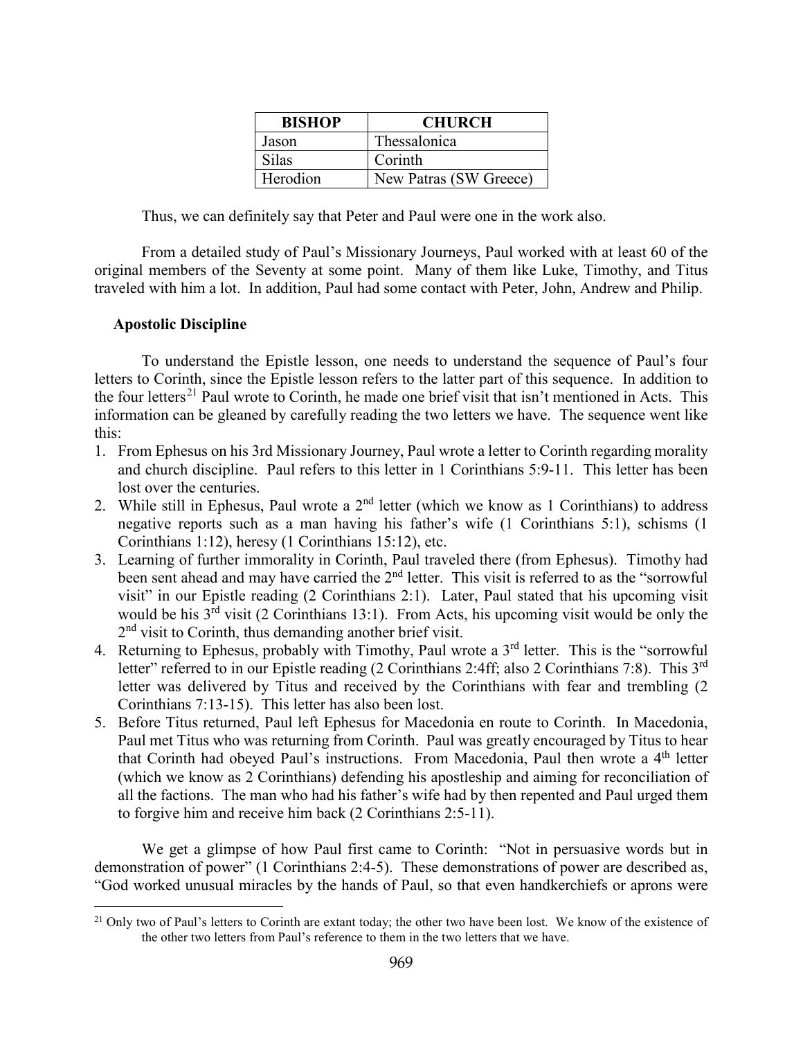| BISHOP | CHURCH |
|---|---|
| Jason | Thessalonica |
| Silas | Corinth |
| Herodion | New Patras (SW Greece) |

Thus, we can definitely say that Peter and Paul were one in the work also.

From a detailed study of Paul's Missionary Journeys, Paul worked with at least 60 of the original members of the Seventy at some point. Many of them like Luke, Timothy, and Titus traveled with him a lot. In addition, Paul had some contact with Peter, John, Andrew and Philip.

**Apostolic Discipline**

To understand the Epistle lesson, one needs to understand the sequence of Paul's four letters to Corinth, since the Epistle lesson refers to the latter part of this sequence. In addition to the four letters[21] Paul wrote to Corinth, he made one brief visit that isn't mentioned in Acts. This information can be gleaned by carefully reading the two letters we have. The sequence went like this:

1. From Ephesus on his 3rd Missionary Journey, Paul wrote a letter to Corinth regarding morality and church discipline. Paul refers to this letter in 1 Corinthians 5:9-11. This letter has been lost over the centuries.
2. While still in Ephesus, Paul wrote a 2nd letter (which we know as 1 Corinthians) to address negative reports such as a man having his father's wife (1 Corinthians 5:1), schisms (1 Corinthians 1:12), heresy (1 Corinthians 15:12), etc.
3. Learning of further immorality in Corinth, Paul traveled there (from Ephesus). Timothy had been sent ahead and may have carried the 2nd letter. This visit is referred to as the "sorrowful visit" in our Epistle reading (2 Corinthians 2:1). Later, Paul stated that his upcoming visit would be his 3rd visit (2 Corinthians 13:1). From Acts, his upcoming visit would be only the 2nd visit to Corinth, thus demanding another brief visit.
4. Returning to Ephesus, probably with Timothy, Paul wrote a 3rd letter. This is the "sorrowful letter" referred to in our Epistle reading (2 Corinthians 2:4ff; also 2 Corinthians 7:8). This 3rd letter was delivered by Titus and received by the Corinthians with fear and trembling (2 Corinthians 7:13-15). This letter has also been lost.
5. Before Titus returned, Paul left Ephesus for Macedonia en route to Corinth. In Macedonia, Paul met Titus who was returning from Corinth. Paul was greatly encouraged by Titus to hear that Corinth had obeyed Paul's instructions. From Macedonia, Paul then wrote a 4th letter (which we know as 2 Corinthians) defending his apostleship and aiming for reconciliation of all the factions. The man who had his father's wife had by then repented and Paul urged them to forgive him and receive him back (2 Corinthians 2:5-11).

We get a glimpse of how Paul first came to Corinth: "Not in persuasive words but in demonstration of power" (1 Corinthians 2:4-5). These demonstrations of power are described as, "God worked unusual miracles by the hands of Paul, so that even handkerchiefs or aprons were

[21] Only two of Paul's letters to Corinth are extant today; the other two have been lost. We know of the existence of the other two letters from Paul's reference to them in the two letters that we have.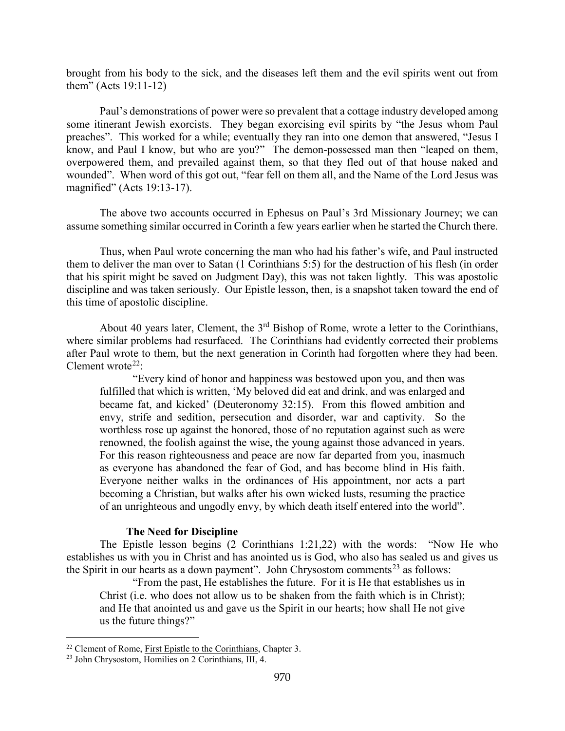brought from his body to the sick, and the diseases left them and the evil spirits went out from them" (Acts 19:11-12)

Paul's demonstrations of power were so prevalent that a cottage industry developed among some itinerant Jewish exorcists. They began exorcising evil spirits by "the Jesus whom Paul preaches". This worked for a while; eventually they ran into one demon that answered, "Jesus I know, and Paul I know, but who are you?" The demon-possessed man then "leaped on them, overpowered them, and prevailed against them, so that they fled out of that house naked and wounded". When word of this got out, "fear fell on them all, and the Name of the Lord Jesus was magnified" (Acts 19:13-17).

The above two accounts occurred in Ephesus on Paul's 3rd Missionary Journey; we can assume something similar occurred in Corinth a few years earlier when he started the Church there.

Thus, when Paul wrote concerning the man who had his father's wife, and Paul instructed them to deliver the man over to Satan (1 Corinthians 5:5) for the destruction of his flesh (in order that his spirit might be saved on Judgment Day), this was not taken lightly. This was apostolic discipline and was taken seriously. Our Epistle lesson, then, is a snapshot taken toward the end of this time of apostolic discipline.

About 40 years later, Clement, the 3rd Bishop of Rome, wrote a letter to the Corinthians, where similar problems had resurfaced. The Corinthians had evidently corrected their problems after Paul wrote to them, but the next generation in Corinth had forgotten where they had been. Clement wrote[22]:

> "Every kind of honor and happiness was bestowed upon you, and then was fulfilled that which is written, 'My beloved did eat and drink, and was enlarged and became fat, and kicked' (Deuteronomy 32:15). From this flowed ambition and envy, strife and sedition, persecution and disorder, war and captivity. So the worthless rose up against the honored, those of no reputation against such as were renowned, the foolish against the wise, the young against those advanced in years. For this reason righteousness and peace are now far departed from you, inasmuch as everyone has abandoned the fear of God, and has become blind in His faith. Everyone neither walks in the ordinances of His appointment, nor acts a part becoming a Christian, but walks after his own wicked lusts, resuming the practice of an unrighteous and ungodly envy, by which death itself entered into the world".

### The Need for Discipline

The Epistle lesson begins (2 Corinthians 1:21,22) with the words: "Now He who establishes us with you in Christ and has anointed us is God, who also has sealed us and gives us the Spirit in our hearts as a down payment". John Chrysostom comments[23] as follows:

> "From the past, He establishes the future. For it is He that establishes us in Christ (i.e. who does not allow us to be shaken from the faith which is in Christ); and He that anointed us and gave us the Spirit in our hearts; how shall He not give us the future things?"

---

[22] Clement of Rome, First Epistle to the Corinthians, Chapter 3.

[23] John Chrysostom, Homilies on 2 Corinthians, III, 4.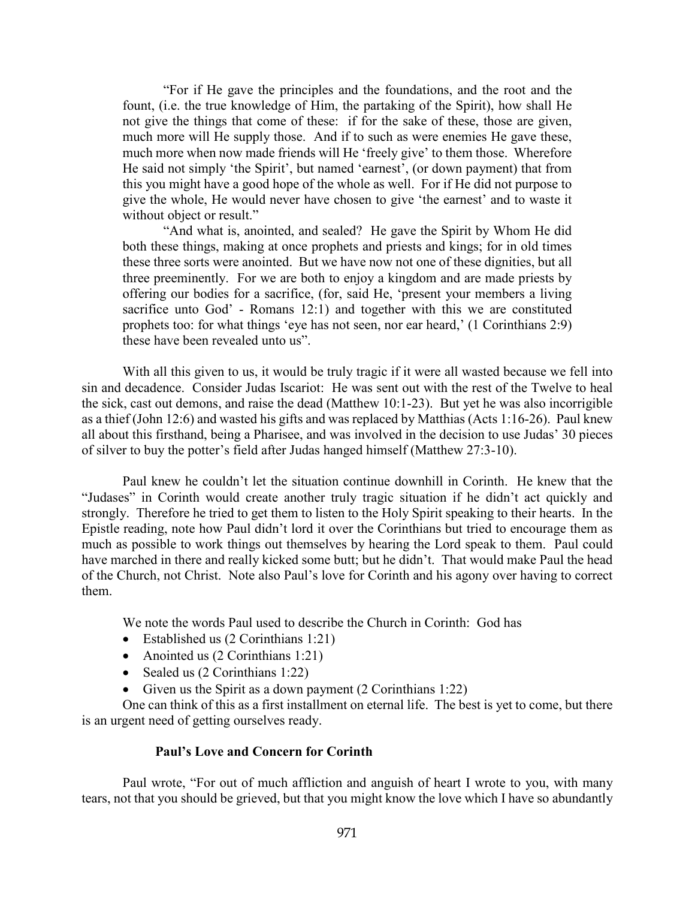"For if He gave the principles and the foundations, and the root and the fount, (i.e. the true knowledge of Him, the partaking of the Spirit), how shall He not give the things that come of these: if for the sake of these, those are given, much more will He supply those. And if to such as were enemies He gave these, much more when now made friends will He 'freely give' to them those. Wherefore He said not simply 'the Spirit', but named 'earnest', (or down payment) that from this you might have a good hope of the whole as well. For if He did not purpose to give the whole, He would never have chosen to give 'the earnest' and to waste it without object or result."

"And what is, anointed, and sealed? He gave the Spirit by Whom He did both these things, making at once prophets and priests and kings; for in old times these three sorts were anointed. But we have now not one of these dignities, but all three preeminently. For we are both to enjoy a kingdom and are made priests by offering our bodies for a sacrifice, (for, said He, 'present your members a living sacrifice unto God' - Romans 12:1) and together with this we are constituted prophets too: for what things 'eye has not seen, nor ear heard,' (1 Corinthians 2:9) these have been revealed unto us".

With all this given to us, it would be truly tragic if it were all wasted because we fell into sin and decadence. Consider Judas Iscariot: He was sent out with the rest of the Twelve to heal the sick, cast out demons, and raise the dead (Matthew 10:1-23). But yet he was also incorrigible as a thief (John 12:6) and wasted his gifts and was replaced by Matthias (Acts 1:16-26). Paul knew all about this firsthand, being a Pharisee, and was involved in the decision to use Judas' 30 pieces of silver to buy the potter's field after Judas hanged himself (Matthew 27:3-10).

Paul knew he couldn't let the situation continue downhill in Corinth. He knew that the "Judases" in Corinth would create another truly tragic situation if he didn't act quickly and strongly. Therefore he tried to get them to listen to the Holy Spirit speaking to their hearts. In the Epistle reading, note how Paul didn't lord it over the Corinthians but tried to encourage them as much as possible to work things out themselves by hearing the Lord speak to them. Paul could have marched in there and really kicked some butt; but he didn't. That would make Paul the head of the Church, not Christ. Note also Paul's love for Corinth and his agony over having to correct them.

We note the words Paul used to describe the Church in Corinth: God has

- Established us (2 Corinthians 1:21)
- Anointed us (2 Corinthians 1:21)
- Sealed us (2 Corinthians 1:22)
- Given us the Spirit as a down payment (2 Corinthians 1:22)

One can think of this as a first installment on eternal life. The best is yet to come, but there is an urgent need of getting ourselves ready.

### Paul's Love and Concern for Corinth

Paul wrote, "For out of much affliction and anguish of heart I wrote to you, with many tears, not that you should be grieved, but that you might know the love which I have so abundantly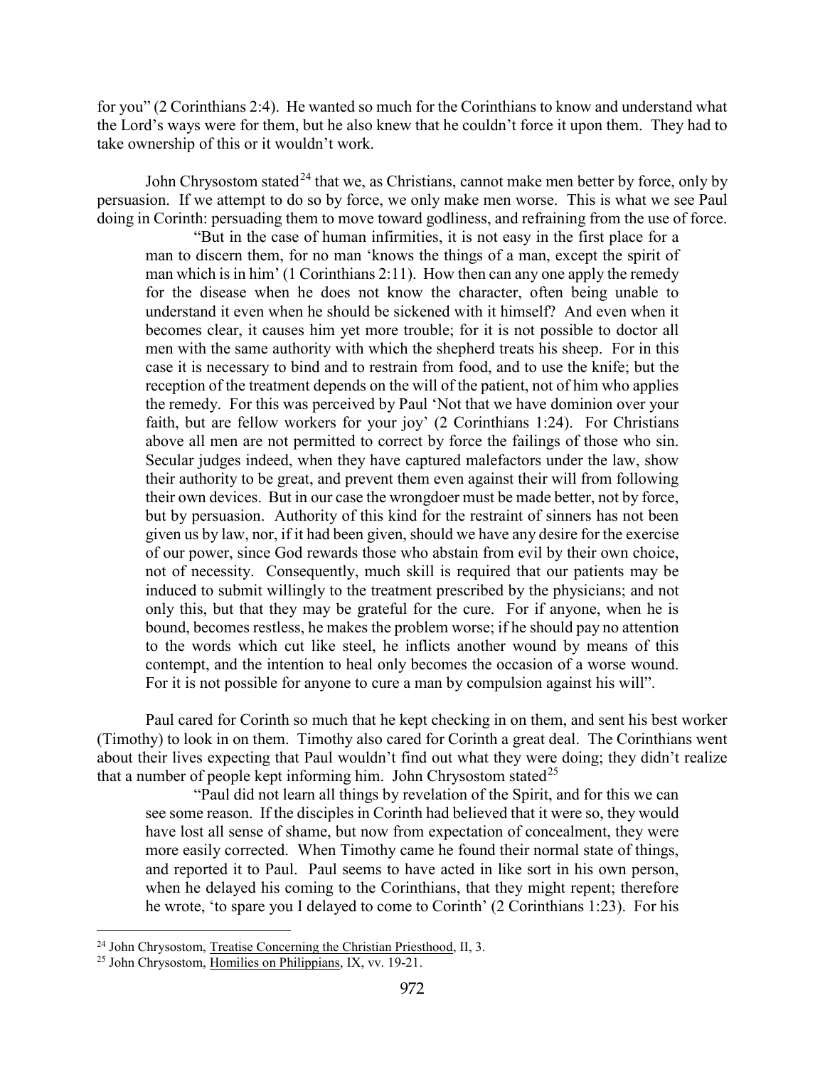for you" (2 Corinthians 2:4). He wanted so much for the Corinthians to know and understand what the Lord's ways were for them, but he also knew that he couldn't force it upon them. They had to take ownership of this or it wouldn't work.

John Chrysostom stated[24] that we, as Christians, cannot make men better by force, only by persuasion. If we attempt to do so by force, we only make men worse. This is what we see Paul doing in Corinth: persuading them to move toward godliness, and refraining from the use of force.

> "But in the case of human infirmities, it is not easy in the first place for a man to discern them, for no man 'knows the things of a man, except the spirit of man which is in him' (1 Corinthians 2:11). How then can any one apply the remedy for the disease when he does not know the character, often being unable to understand it even when he should be sickened with it himself? And even when it becomes clear, it causes him yet more trouble; for it is not possible to doctor all men with the same authority with which the shepherd treats his sheep. For in this case it is necessary to bind and to restrain from food, and to use the knife; but the reception of the treatment depends on the will of the patient, not of him who applies the remedy. For this was perceived by Paul 'Not that we have dominion over your faith, but are fellow workers for your joy' (2 Corinthians 1:24). For Christians above all men are not permitted to correct by force the failings of those who sin. Secular judges indeed, when they have captured malefactors under the law, show their authority to be great, and prevent them even against their will from following their own devices. But in our case the wrongdoer must be made better, not by force, but by persuasion. Authority of this kind for the restraint of sinners has not been given us by law, nor, if it had been given, should we have any desire for the exercise of our power, since God rewards those who abstain from evil by their own choice, not of necessity. Consequently, much skill is required that our patients may be induced to submit willingly to the treatment prescribed by the physicians; and not only this, but that they may be grateful for the cure. For if anyone, when he is bound, becomes restless, he makes the problem worse; if he should pay no attention to the words which cut like steel, he inflicts another wound by means of this contempt, and the intention to heal only becomes the occasion of a worse wound. For it is not possible for anyone to cure a man by compulsion against his will".

Paul cared for Corinth so much that he kept checking in on them, and sent his best worker (Timothy) to look in on them. Timothy also cared for Corinth a great deal. The Corinthians went about their lives expecting that Paul wouldn't find out what they were doing; they didn't realize that a number of people kept informing him. John Chrysostom stated[25]

> "Paul did not learn all things by revelation of the Spirit, and for this we can see some reason. If the disciples in Corinth had believed that it were so, they would have lost all sense of shame, but now from expectation of concealment, they were more easily corrected. When Timothy came he found their normal state of things, and reported it to Paul. Paul seems to have acted in like sort in his own person, when he delayed his coming to the Corinthians, that they might repent; therefore he wrote, 'to spare you I delayed to come to Corinth' (2 Corinthians 1:23). For his

---

[24] John Chrysostom, Treatise Concerning the Christian Priesthood, II, 3.

[25] John Chrysostom, Homilies on Philippians, IX, vv. 19-21.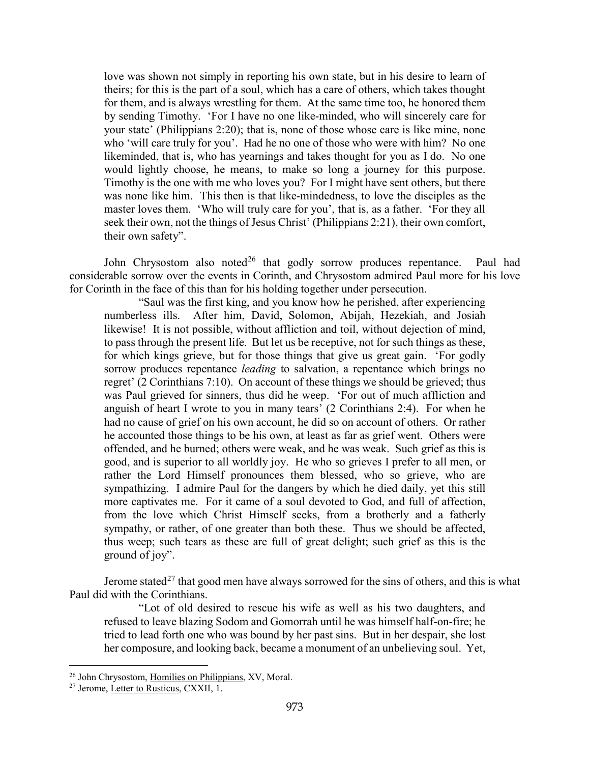> love was shown not simply in reporting his own state, but in his desire to learn of theirs; for this is the part of a soul, which has a care of others, which takes thought for them, and is always wrestling for them. At the same time too, he honored them by sending Timothy. 'For I have no one like-minded, who will sincerely care for your state' (Philippians 2:20); that is, none of those whose care is like mine, none who 'will care truly for you'. Had he no one of those who were with him? No one likeminded, that is, who has yearnings and takes thought for you as I do. No one would lightly choose, he means, to make so long a journey for this purpose. Timothy is the one with me who loves you? For I might have sent others, but there was none like him. This then is that like-mindedness, to love the disciples as the master loves them. 'Who will truly care for you', that is, as a father. 'For they all seek their own, not the things of Jesus Christ' (Philippians 2:21), their own comfort, their own safety".

John Chrysostom also noted[26] that godly sorrow produces repentance. Paul had considerable sorrow over the events in Corinth, and Chrysostom admired Paul more for his love for Corinth in the face of this than for his holding together under persecution.

> "Saul was the first king, and you know how he perished, after experiencing numberless ills. After him, David, Solomon, Abijah, Hezekiah, and Josiah likewise! It is not possible, without affliction and toil, without dejection of mind, to pass through the present life. But let us be receptive, not for such things as these, for which kings grieve, but for those things that give us great gain. 'For godly sorrow produces repentance *leading* to salvation, a repentance which brings no regret' (2 Corinthians 7:10). On account of these things we should be grieved; thus was Paul grieved for sinners, thus did he weep. 'For out of much affliction and anguish of heart I wrote to you in many tears' (2 Corinthians 2:4). For when he had no cause of grief on his own account, he did so on account of others. Or rather he accounted those things to be his own, at least as far as grief went. Others were offended, and he burned; others were weak, and he was weak. Such grief as this is good, and is superior to all worldly joy. He who so grieves I prefer to all men, or rather the Lord Himself pronounces them blessed, who so grieve, who are sympathizing. I admire Paul for the dangers by which he died daily, yet this still more captivates me. For it came of a soul devoted to God, and full of affection, from the love which Christ Himself seeks, from a brotherly and a fatherly sympathy, or rather, of one greater than both these. Thus we should be affected, thus weep; such tears as these are full of great delight; such grief as this is the ground of joy".

Jerome stated[27] that good men have always sorrowed for the sins of others, and this is what Paul did with the Corinthians.

> "Lot of old desired to rescue his wife as well as his two daughters, and refused to leave blazing Sodom and Gomorrah until he was himself half-on-fire; he tried to lead forth one who was bound by her past sins. But in her despair, she lost her composure, and looking back, became a monument of an unbelieving soul. Yet,

---

[26] John Chrysostom, Homilies on Philippians, XV, Moral.

[27] Jerome, Letter to Rusticus, CXXII, 1.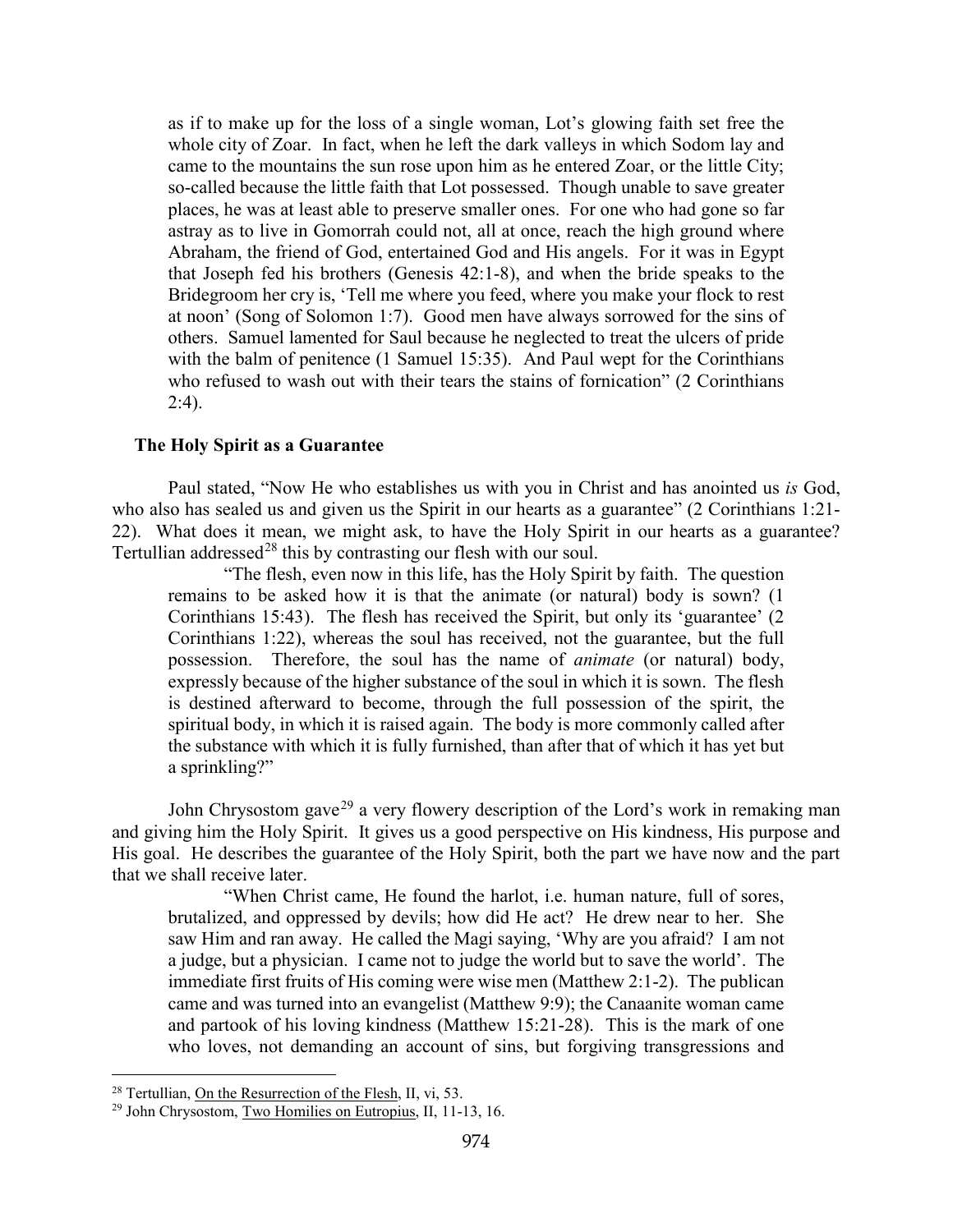as if to make up for the loss of a single woman, Lot's glowing faith set free the whole city of Zoar. In fact, when he left the dark valleys in which Sodom lay and came to the mountains the sun rose upon him as he entered Zoar, or the little City; so-called because the little faith that Lot possessed. Though unable to save greater places, he was at least able to preserve smaller ones. For one who had gone so far astray as to live in Gomorrah could not, all at once, reach the high ground where Abraham, the friend of God, entertained God and His angels. For it was in Egypt that Joseph fed his brothers (Genesis 42:1-8), and when the bride speaks to the Bridegroom her cry is, 'Tell me where you feed, where you make your flock to rest at noon' (Song of Solomon 1:7). Good men have always sorrowed for the sins of others. Samuel lamented for Saul because he neglected to treat the ulcers of pride with the balm of penitence (1 Samuel 15:35). And Paul wept for the Corinthians who refused to wash out with their tears the stains of fornication" (2 Corinthians 2:4).

### The Holy Spirit as a Guarantee

Paul stated, "Now He who establishes us with you in Christ and has anointed us *is* God, who also has sealed us and given us the Spirit in our hearts as a guarantee" (2 Corinthians 1:21-22). What does it mean, we might ask, to have the Holy Spirit in our hearts as a guarantee? Tertullian addressed[28] this by contrasting our flesh with our soul.

> "The flesh, even now in this life, has the Holy Spirit by faith. The question remains to be asked how it is that the animate (or natural) body is sown? (1 Corinthians 15:43). The flesh has received the Spirit, but only its 'guarantee' (2 Corinthians 1:22), whereas the soul has received, not the guarantee, but the full possession. Therefore, the soul has the name of *animate* (or natural) body, expressly because of the higher substance of the soul in which it is sown. The flesh is destined afterward to become, through the full possession of the spirit, the spiritual body, in which it is raised again. The body is more commonly called after the substance with which it is fully furnished, than after that of which it has yet but a sprinkling?"

John Chrysostom gave[29] a very flowery description of the Lord's work in remaking man and giving him the Holy Spirit. It gives us a good perspective on His kindness, His purpose and His goal. He describes the guarantee of the Holy Spirit, both the part we have now and the part that we shall receive later.

> "When Christ came, He found the harlot, i.e. human nature, full of sores, brutalized, and oppressed by devils; how did He act? He drew near to her. She saw Him and ran away. He called the Magi saying, 'Why are you afraid? I am not a judge, but a physician. I came not to judge the world but to save the world'. The immediate first fruits of His coming were wise men (Matthew 2:1-2). The publican came and was turned into an evangelist (Matthew 9:9); the Canaanite woman came and partook of his loving kindness (Matthew 15:21-28). This is the mark of one who loves, not demanding an account of sins, but forgiving transgressions and

---

[28] Tertullian, On the Resurrection of the Flesh, II, vi, 53.

[29] John Chrysostom, Two Homilies on Eutropius, II, 11-13, 16.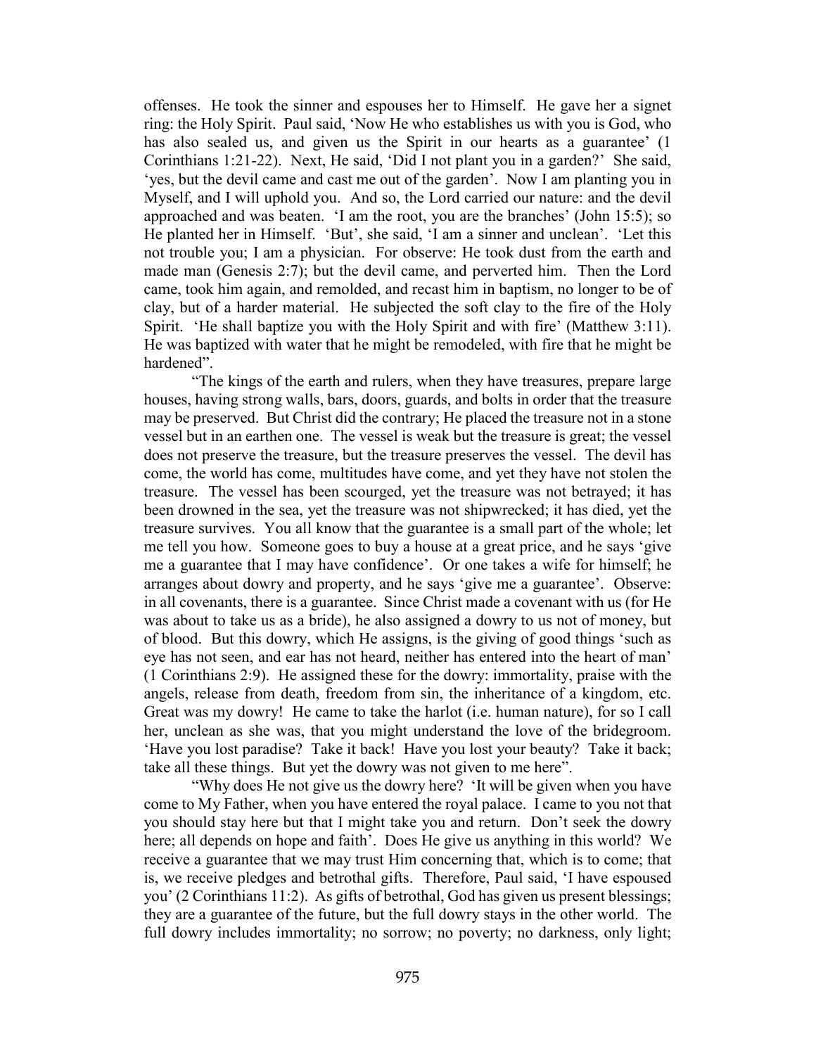offenses. He took the sinner and espouses her to Himself. He gave her a signet ring: the Holy Spirit. Paul said, 'Now He who establishes us with you is God, who has also sealed us, and given us the Spirit in our hearts as a guarantee' (1 Corinthians 1:21-22). Next, He said, 'Did I not plant you in a garden?' She said, 'yes, but the devil came and cast me out of the garden'. Now I am planting you in Myself, and I will uphold you. And so, the Lord carried our nature: and the devil approached and was beaten. 'I am the root, you are the branches' (John 15:5); so He planted her in Himself. 'But', she said, 'I am a sinner and unclean'. 'Let this not trouble you; I am a physician. For observe: He took dust from the earth and made man (Genesis 2:7); but the devil came, and perverted him. Then the Lord came, took him again, and remolded, and recast him in baptism, no longer to be of clay, but of a harder material. He subjected the soft clay to the fire of the Holy Spirit. 'He shall baptize you with the Holy Spirit and with fire' (Matthew 3:11). He was baptized with water that he might be remodeled, with fire that he might be hardened".

"The kings of the earth and rulers, when they have treasures, prepare large houses, having strong walls, bars, doors, guards, and bolts in order that the treasure may be preserved. But Christ did the contrary; He placed the treasure not in a stone vessel but in an earthen one. The vessel is weak but the treasure is great; the vessel does not preserve the treasure, but the treasure preserves the vessel. The devil has come, the world has come, multitudes have come, and yet they have not stolen the treasure. The vessel has been scourged, yet the treasure was not betrayed; it has been drowned in the sea, yet the treasure was not shipwrecked; it has died, yet the treasure survives. You all know that the guarantee is a small part of the whole; let me tell you how. Someone goes to buy a house at a great price, and he says 'give me a guarantee that I may have confidence'. Or one takes a wife for himself; he arranges about dowry and property, and he says 'give me a guarantee'. Observe: in all covenants, there is a guarantee. Since Christ made a covenant with us (for He was about to take us as a bride), he also assigned a dowry to us not of money, but of blood. But this dowry, which He assigns, is the giving of good things 'such as eye has not seen, and ear has not heard, neither has entered into the heart of man' (1 Corinthians 2:9). He assigned these for the dowry: immortality, praise with the angels, release from death, freedom from sin, the inheritance of a kingdom, etc. Great was my dowry! He came to take the harlot (i.e. human nature), for so I call her, unclean as she was, that you might understand the love of the bridegroom. 'Have you lost paradise? Take it back! Have you lost your beauty? Take it back; take all these things. But yet the dowry was not given to me here".

"Why does He not give us the dowry here? 'It will be given when you have come to My Father, when you have entered the royal palace. I came to you not that you should stay here but that I might take you and return. Don't seek the dowry here; all depends on hope and faith'. Does He give us anything in this world? We receive a guarantee that we may trust Him concerning that, which is to come; that is, we receive pledges and betrothal gifts. Therefore, Paul said, 'I have espoused you' (2 Corinthians 11:2). As gifts of betrothal, God has given us present blessings; they are a guarantee of the future, but the full dowry stays in the other world. The full dowry includes immortality; no sorrow; no poverty; no darkness, only light;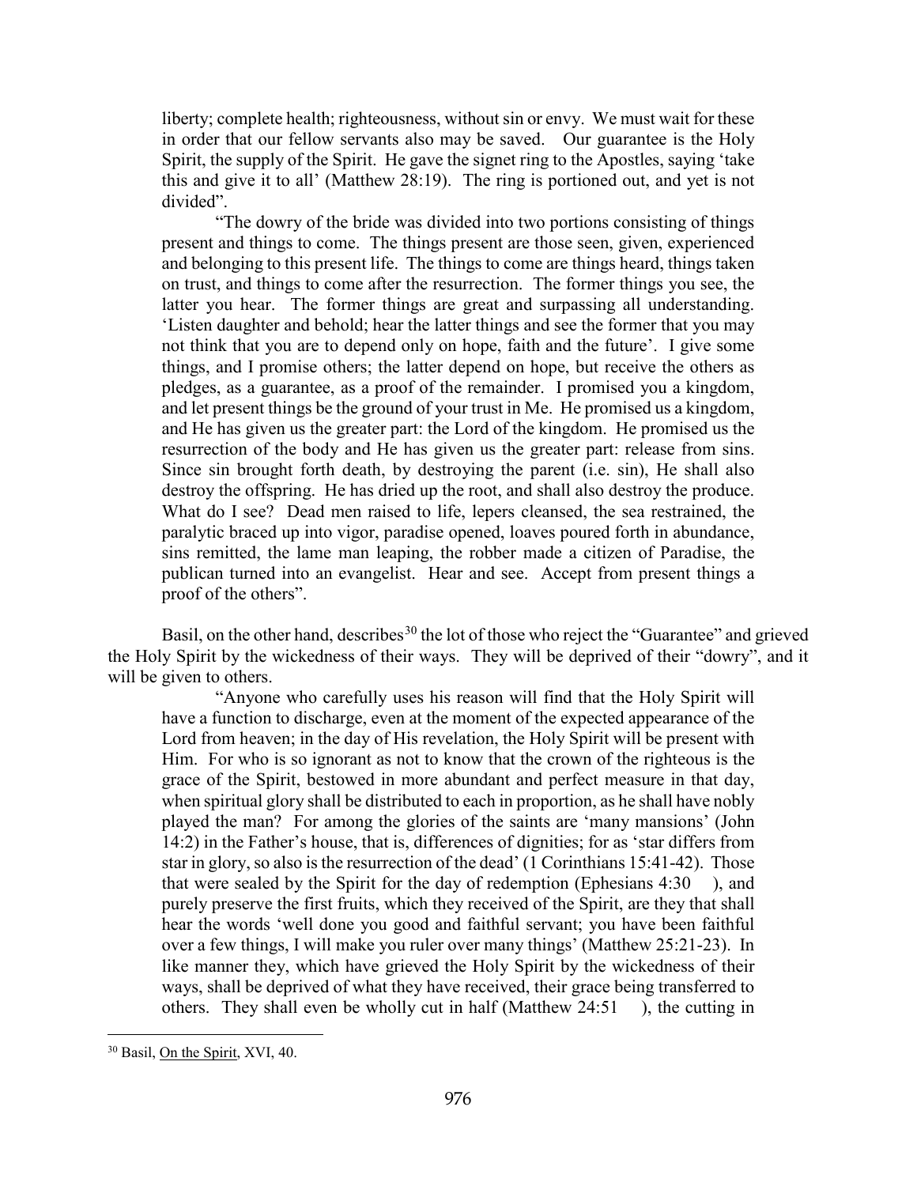> liberty; complete health; righteousness, without sin or envy. We must wait for these in order that our fellow servants also may be saved. Our guarantee is the Holy Spirit, the supply of the Spirit. He gave the signet ring to the Apostles, saying 'take this and give it to all' (Matthew 28:19). The ring is portioned out, and yet is not divided".
>
> "The dowry of the bride was divided into two portions consisting of things present and things to come. The things present are those seen, given, experienced and belonging to this present life. The things to come are things heard, things taken on trust, and things to come after the resurrection. The former things you see, the latter you hear. The former things are great and surpassing all understanding. 'Listen daughter and behold; hear the latter things and see the former that you may not think that you are to depend only on hope, faith and the future'. I give some things, and I promise others; the latter depend on hope, but receive the others as pledges, as a guarantee, as a proof of the remainder. I promised you a kingdom, and let present things be the ground of your trust in Me. He promised us a kingdom, and He has given us the greater part: the Lord of the kingdom. He promised us the resurrection of the body and He has given us the greater part: release from sins. Since sin brought forth death, by destroying the parent (i.e. sin), He shall also destroy the offspring. He has dried up the root, and shall also destroy the produce. What do I see? Dead men raised to life, lepers cleansed, the sea restrained, the paralytic braced up into vigor, paradise opened, loaves poured forth in abundance, sins remitted, the lame man leaping, the robber made a citizen of Paradise, the publican turned into an evangelist. Hear and see. Accept from present things a proof of the others".

Basil, on the other hand, describes[30] the lot of those who reject the "Guarantee" and grieved the Holy Spirit by the wickedness of their ways. They will be deprived of their "dowry", and it will be given to others.

> "Anyone who carefully uses his reason will find that the Holy Spirit will have a function to discharge, even at the moment of the expected appearance of the Lord from heaven; in the day of His revelation, the Holy Spirit will be present with Him. For who is so ignorant as not to know that the crown of the righteous is the grace of the Spirit, bestowed in more abundant and perfect measure in that day, when spiritual glory shall be distributed to each in proportion, as he shall have nobly played the man? For among the glories of the saints are 'many mansions' (John 14:2) in the Father's house, that is, differences of dignities; for as 'star differs from star in glory, so also is the resurrection of the dead' (1 Corinthians 15:41-42). Those that were sealed by the Spirit for the day of redemption (Ephesians 4:30 ), and purely preserve the first fruits, which they received of the Spirit, are they that shall hear the words 'well done you good and faithful servant; you have been faithful over a few things, I will make you ruler over many things' (Matthew 25:21-23). In like manner they, which have grieved the Holy Spirit by the wickedness of their ways, shall be deprived of what they have received, their grace being transferred to others. They shall even be wholly cut in half (Matthew 24:51 ), the cutting in

---

[30] Basil, On the Spirit, XVI, 40.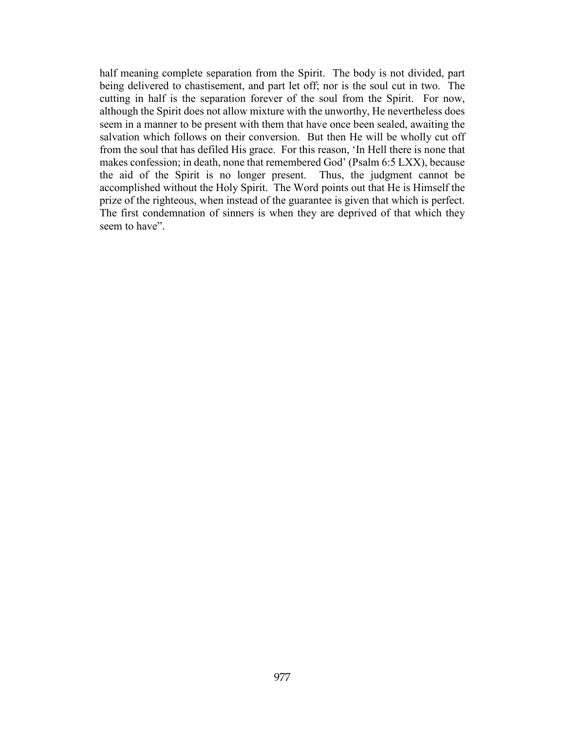half meaning complete separation from the Spirit. The body is not divided, part being delivered to chastisement, and part let off; nor is the soul cut in two. The cutting in half is the separation forever of the soul from the Spirit. For now, although the Spirit does not allow mixture with the unworthy, He nevertheless does seem in a manner to be present with them that have once been sealed, awaiting the salvation which follows on their conversion. But then He will be wholly cut off from the soul that has defiled His grace. For this reason, 'In Hell there is none that makes confession; in death, none that remembered God' (Psalm 6:5 LXX), because the aid of the Spirit is no longer present. Thus, the judgment cannot be accomplished without the Holy Spirit. The Word points out that He is Himself the prize of the righteous, when instead of the guarantee is given that which is perfect. The first condemnation of sinners is when they are deprived of that which they seem to have".